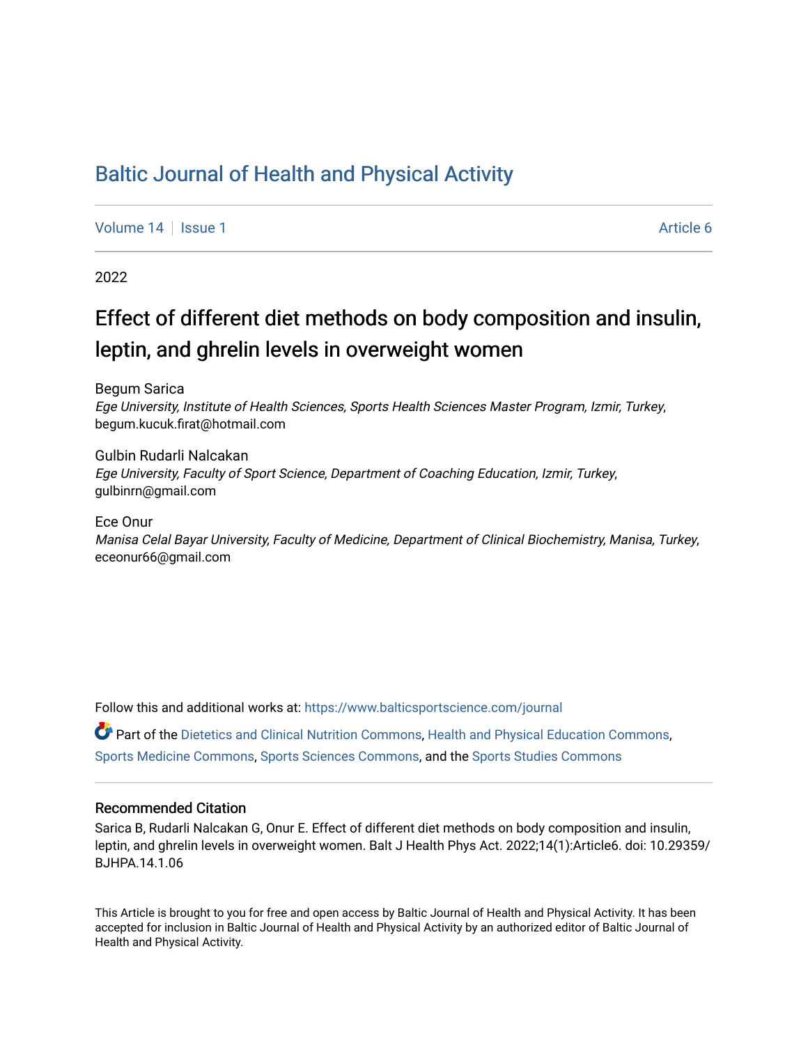# Baltic Journal of Health and Physical Activity

Volume 14 | Issue 1 | Article 6

2022

## Effect of different diet methods on body composition and insulin, leptin, and ghrelin levels in overweight women

Begum Sarica
*Ege University, Institute of Health Sciences, Sports Health Sciences Master Program, Izmir, Turkey*, begum.kucuk.firat@hotmail.com

Gulbin Rudarli Nalcakan
*Ege University, Faculty of Sport Science, Department of Coaching Education, Izmir, Turkey*, gulbinrn@gmail.com

Ece Onur
*Manisa Celal Bayar University, Faculty of Medicine, Department of Clinical Biochemistry, Manisa, Turkey*, eceonur66@gmail.com

Follow this and additional works at: https://www.balticsportscience.com/journal

Part of the Dietetics and Clinical Nutrition Commons, Health and Physical Education Commons, Sports Medicine Commons, Sports Sciences Commons, and the Sports Studies Commons

### Recommended Citation

Sarica B, Rudarli Nalcakan G, Onur E. Effect of different diet methods on body composition and insulin, leptin, and ghrelin levels in overweight women. Balt J Health Phys Act. 2022;14(1):Article6. doi: 10.29359/BJHPA.14.1.06

This Article is brought to you for free and open access by Baltic Journal of Health and Physical Activity. It has been accepted for inclusion in Baltic Journal of Health and Physical Activity by an authorized editor of Baltic Journal of Health and Physical Activity.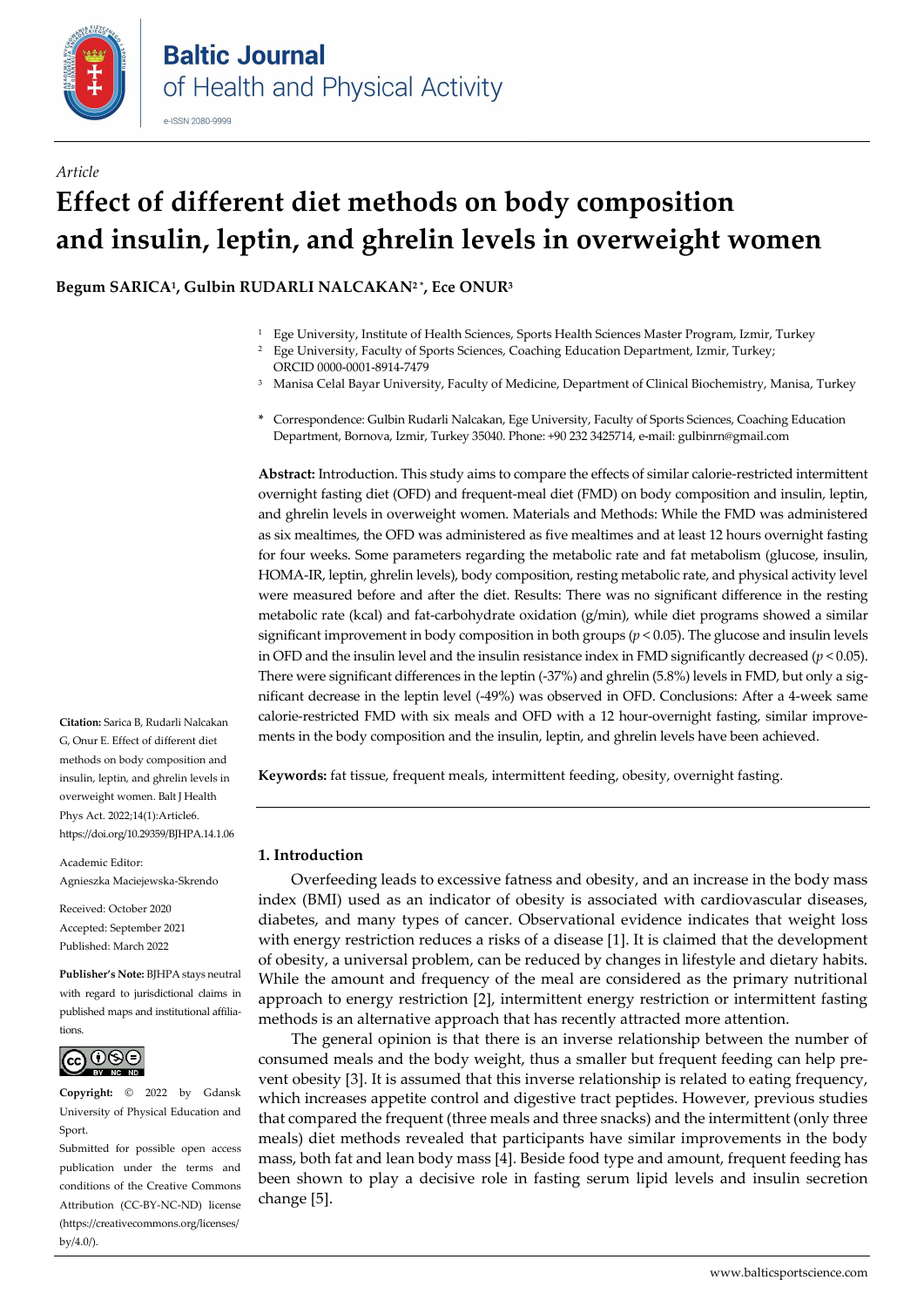*Article*

# Effect of different diet methods on body composition and insulin, leptin, and ghrelin levels in overweight women

**Begum SARICA[1], Gulbin RUDARLI NALCAKAN[2 *], Ece ONUR[3]**

[1] Ege University, Institute of Health Sciences, Sports Health Sciences Master Program, Izmir, Turkey
[2] Ege University, Faculty of Sports Sciences, Coaching Education Department, Izmir, Turkey; ORCID 0000-0001-8914-7479
[3] Manisa Celal Bayar University, Faculty of Medicine, Department of Clinical Biochemistry, Manisa, Turkey

\* Correspondence: Gulbin Rudarli Nalcakan, Ege University, Faculty of Sports Sciences, Coaching Education Department, Bornova, Izmir, Turkey 35040. Phone: +90 232 3425714, e-mail: gulbinrn@gmail.com

**Abstract:** Introduction. This study aims to compare the effects of similar calorie-restricted intermittent overnight fasting diet (OFD) and frequent-meal diet (FMD) on body composition and insulin, leptin, and ghrelin levels in overweight women. Materials and Methods: While the FMD was administered as six mealtimes, the OFD was administered as five mealtimes and at least 12 hours overnight fasting for four weeks. Some parameters regarding the metabolic rate and fat metabolism (glucose, insulin, HOMA-IR, leptin, ghrelin levels), body composition, resting metabolic rate, and physical activity level were measured before and after the diet. Results: There was no significant difference in the resting metabolic rate (kcal) and fat-carbohydrate oxidation (g/min), while diet programs showed a similar significant improvement in body composition in both groups ($p < 0.05$). The glucose and insulin levels in OFD and the insulin level and the insulin resistance index in FMD significantly decreased ($p < 0.05$). There were significant differences in the leptin (-37%) and ghrelin (5.8%) levels in FMD, but only a significant decrease in the leptin level (-49%) was observed in OFD. Conclusions: After a 4-week same calorie-restricted FMD with six meals and OFD with a 12 hour-overnight fasting, similar improvements in the body composition and the insulin, leptin, and ghrelin levels have been achieved.

**Keywords:** fat tissue, frequent meals, intermittent feeding, obesity, overnight fasting.

**Citation:** Sarica B, Rudarli Nalcakan G, Onur E. Effect of different diet methods on body composition and insulin, leptin, and ghrelin levels in overweight women. Balt J Health Phys Act. 2022;14(1):Article6. https://doi.org/10.29359/BJHPA.14.1.06

Academic Editor: Agnieszka Maciejewska-Skrendo

Received: October 2020
Accepted: September 2021
Published: March 2022

**Publisher's Note:** BJHPA stays neutral with regard to jurisdictional claims in published maps and institutional affiliations.

**Copyright:** © 2022 by Gdansk University of Physical Education and Sport.
Submitted for possible open access publication under the terms and conditions of the Creative Commons Attribution (CC-BY-NC-ND) license (https://creativecommons.org/licenses/by/4.0/).

## 1. Introduction

Overfeeding leads to excessive fatness and obesity, and an increase in the body mass index (BMI) used as an indicator of obesity is associated with cardiovascular diseases, diabetes, and many types of cancer. Observational evidence indicates that weight loss with energy restriction reduces a risks of a disease [1]. It is claimed that the development of obesity, a universal problem, can be reduced by changes in lifestyle and dietary habits. While the amount and frequency of the meal are considered as the primary nutritional approach to energy restriction [2], intermittent energy restriction or intermittent fasting methods is an alternative approach that has recently attracted more attention.

The general opinion is that there is an inverse relationship between the number of consumed meals and the body weight, thus a smaller but frequent feeding can help prevent obesity [3]. It is assumed that this inverse relationship is related to eating frequency, which increases appetite control and digestive tract peptides. However, previous studies that compared the frequent (three meals and three snacks) and the intermittent (only three meals) diet methods revealed that participants have similar improvements in the body mass, both fat and lean body mass [4]. Beside food type and amount, frequent feeding has been shown to play a decisive role in fasting serum lipid levels and insulin secretion change [5].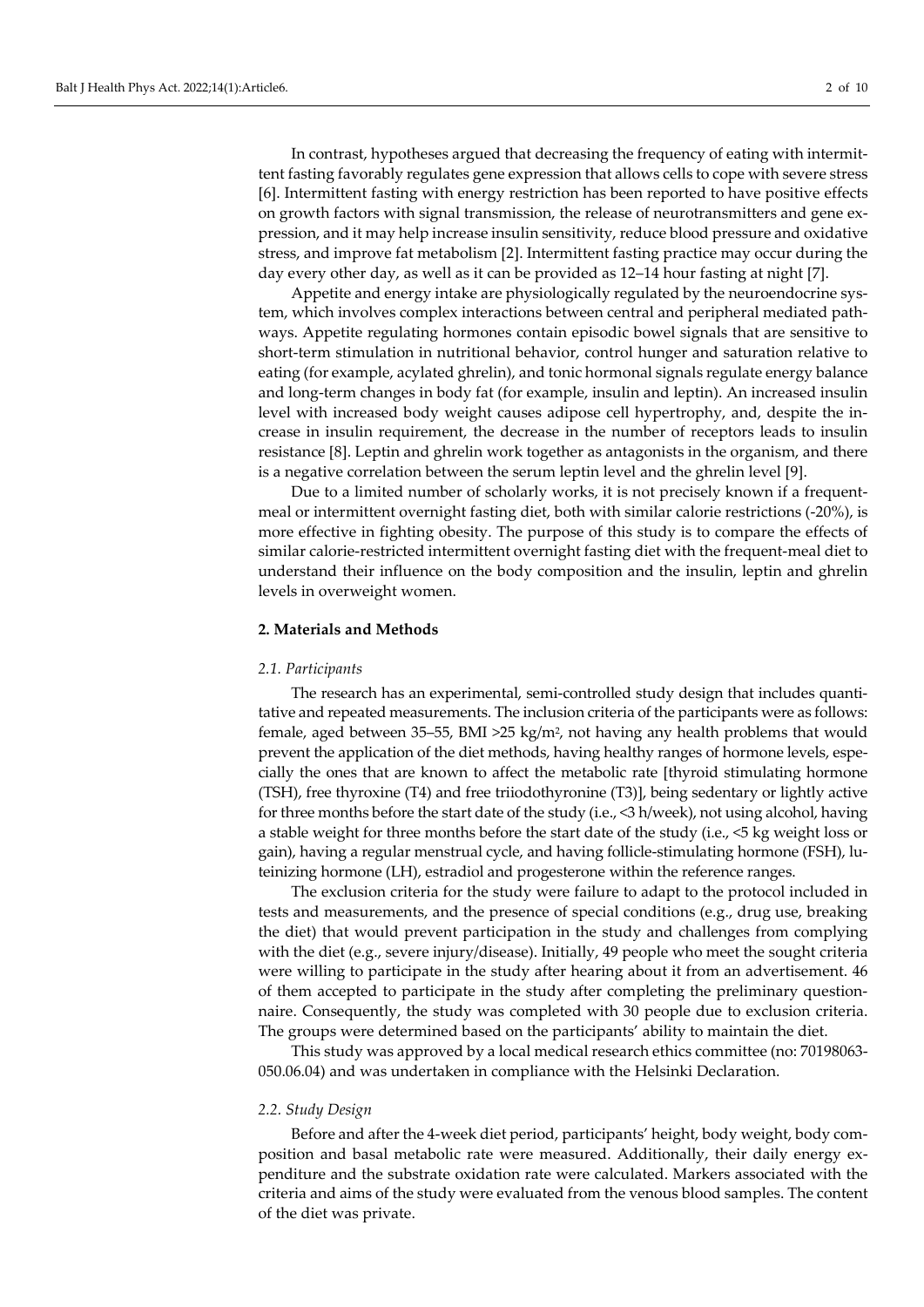In contrast, hypotheses argued that decreasing the frequency of eating with intermittent fasting favorably regulates gene expression that allows cells to cope with severe stress [6]. Intermittent fasting with energy restriction has been reported to have positive effects on growth factors with signal transmission, the release of neurotransmitters and gene expression, and it may help increase insulin sensitivity, reduce blood pressure and oxidative stress, and improve fat metabolism [2]. Intermittent fasting practice may occur during the day every other day, as well as it can be provided as 12–14 hour fasting at night [7].

Appetite and energy intake are physiologically regulated by the neuroendocrine system, which involves complex interactions between central and peripheral mediated pathways. Appetite regulating hormones contain episodic bowel signals that are sensitive to short-term stimulation in nutritional behavior, control hunger and saturation relative to eating (for example, acylated ghrelin), and tonic hormonal signals regulate energy balance and long-term changes in body fat (for example, insulin and leptin). An increased insulin level with increased body weight causes adipose cell hypertrophy, and, despite the increase in insulin requirement, the decrease in the number of receptors leads to insulin resistance [8]. Leptin and ghrelin work together as antagonists in the organism, and there is a negative correlation between the serum leptin level and the ghrelin level [9].

Due to a limited number of scholarly works, it is not precisely known if a frequent-meal or intermittent overnight fasting diet, both with similar calorie restrictions (-20%), is more effective in fighting obesity. The purpose of this study is to compare the effects of similar calorie-restricted intermittent overnight fasting diet with the frequent-meal diet to understand their influence on the body composition and the insulin, leptin and ghrelin levels in overweight women.

## 2. Materials and Methods

### *2.1. Participants*

The research has an experimental, semi-controlled study design that includes quantitative and repeated measurements. The inclusion criteria of the participants were as follows: female, aged between 35–55, BMI >25 kg/m$^2$, not having any health problems that would prevent the application of the diet methods, having healthy ranges of hormone levels, especially the ones that are known to affect the metabolic rate [thyroid stimulating hormone (TSH), free thyroxine (T4) and free triiodothyronine (T3)], being sedentary or lightly active for three months before the start date of the study (i.e., <3 h/week), not using alcohol, having a stable weight for three months before the start date of the study (i.e., <5 kg weight loss or gain), having a regular menstrual cycle, and having follicle-stimulating hormone (FSH), luteinizing hormone (LH), estradiol and progesterone within the reference ranges.

The exclusion criteria for the study were failure to adapt to the protocol included in tests and measurements, and the presence of special conditions (e.g., drug use, breaking the diet) that would prevent participation in the study and challenges from complying with the diet (e.g., severe injury/disease). Initially, 49 people who meet the sought criteria were willing to participate in the study after hearing about it from an advertisement. 46 of them accepted to participate in the study after completing the preliminary questionnaire. Consequently, the study was completed with 30 people due to exclusion criteria. The groups were determined based on the participants' ability to maintain the diet.

This study was approved by a local medical research ethics committee (no: 70198063-050.06.04) and was undertaken in compliance with the Helsinki Declaration.

### *2.2. Study Design*

Before and after the 4-week diet period, participants' height, body weight, body composition and basal metabolic rate were measured. Additionally, their daily energy expenditure and the substrate oxidation rate were calculated. Markers associated with the criteria and aims of the study were evaluated from the venous blood samples. The content of the diet was private.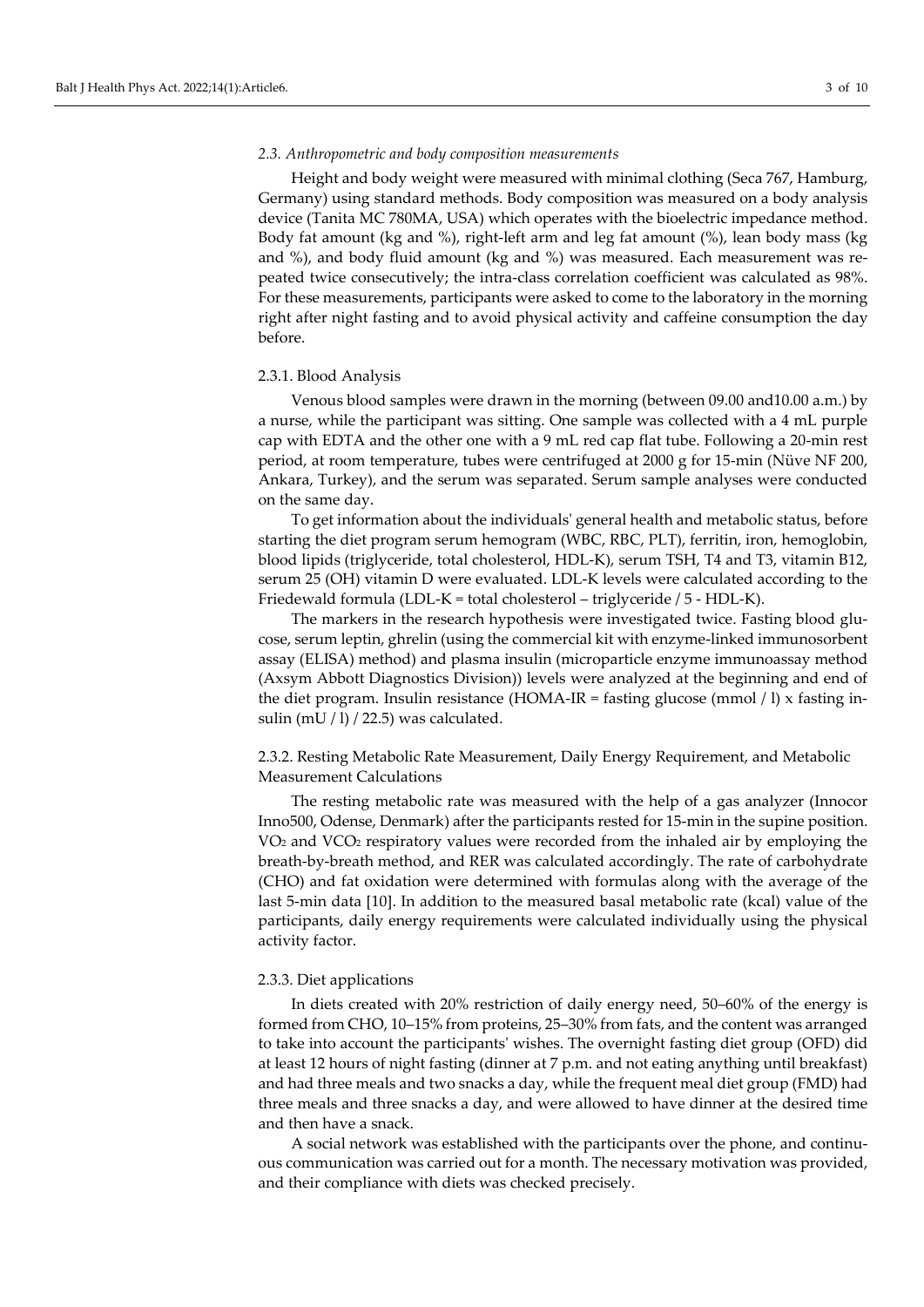*2.3. Anthropometric and body composition measurements*

Height and body weight were measured with minimal clothing (Seca 767, Hamburg, Germany) using standard methods. Body composition was measured on a body analysis device (Tanita MC 780MA, USA) which operates with the bioelectric impedance method. Body fat amount (kg and %), right-left arm and leg fat amount (%), lean body mass (kg and %), and body fluid amount (kg and %) was measured. Each measurement was repeated twice consecutively; the intra-class correlation coefficient was calculated as 98%. For these measurements, participants were asked to come to the laboratory in the morning right after night fasting and to avoid physical activity and caffeine consumption the day before.

2.3.1. Blood Analysis

Venous blood samples were drawn in the morning (between 09.00 and10.00 a.m.) by a nurse, while the participant was sitting. One sample was collected with a 4 mL purple cap with EDTA and the other one with a 9 mL red cap flat tube. Following a 20-min rest period, at room temperature, tubes were centrifuged at 2000 g for 15-min (Nüve NF 200, Ankara, Turkey), and the serum was separated. Serum sample analyses were conducted on the same day.

To get information about the individuals' general health and metabolic status, before starting the diet program serum hemogram (WBC, RBC, PLT), ferritin, iron, hemoglobin, blood lipids (triglyceride, total cholesterol, HDL-K), serum TSH, T4 and T3, vitamin B12, serum 25 (OH) vitamin D were evaluated. LDL-K levels were calculated according to the Friedewald formula (LDL-K = total cholesterol – triglyceride / 5 - HDL-K).

The markers in the research hypothesis were investigated twice. Fasting blood glucose, serum leptin, ghrelin (using the commercial kit with enzyme-linked immunosorbent assay (ELISA) method) and plasma insulin (microparticle enzyme immunoassay method (Axsym Abbott Diagnostics Division)) levels were analyzed at the beginning and end of the diet program. Insulin resistance (HOMA-IR = fasting glucose (mmol / l) x fasting insulin (mU / l) / 22.5) was calculated.

2.3.2. Resting Metabolic Rate Measurement, Daily Energy Requirement, and Metabolic Measurement Calculations

The resting metabolic rate was measured with the help of a gas analyzer (Innocor Inno500, Odense, Denmark) after the participants rested for 15-min in the supine position. $VO_2$ and $VCO_2$ respiratory values were recorded from the inhaled air by employing the breath-by-breath method, and RER was calculated accordingly. The rate of carbohydrate (CHO) and fat oxidation were determined with formulas along with the average of the last 5-min data [10]. In addition to the measured basal metabolic rate (kcal) value of the participants, daily energy requirements were calculated individually using the physical activity factor.

2.3.3. Diet applications

In diets created with 20% restriction of daily energy need, 50–60% of the energy is formed from CHO, 10–15% from proteins, 25–30% from fats, and the content was arranged to take into account the participants' wishes. The overnight fasting diet group (OFD) did at least 12 hours of night fasting (dinner at 7 p.m. and not eating anything until breakfast) and had three meals and two snacks a day, while the frequent meal diet group (FMD) had three meals and three snacks a day, and were allowed to have dinner at the desired time and then have a snack.

A social network was established with the participants over the phone, and continuous communication was carried out for a month. The necessary motivation was provided, and their compliance with diets was checked precisely.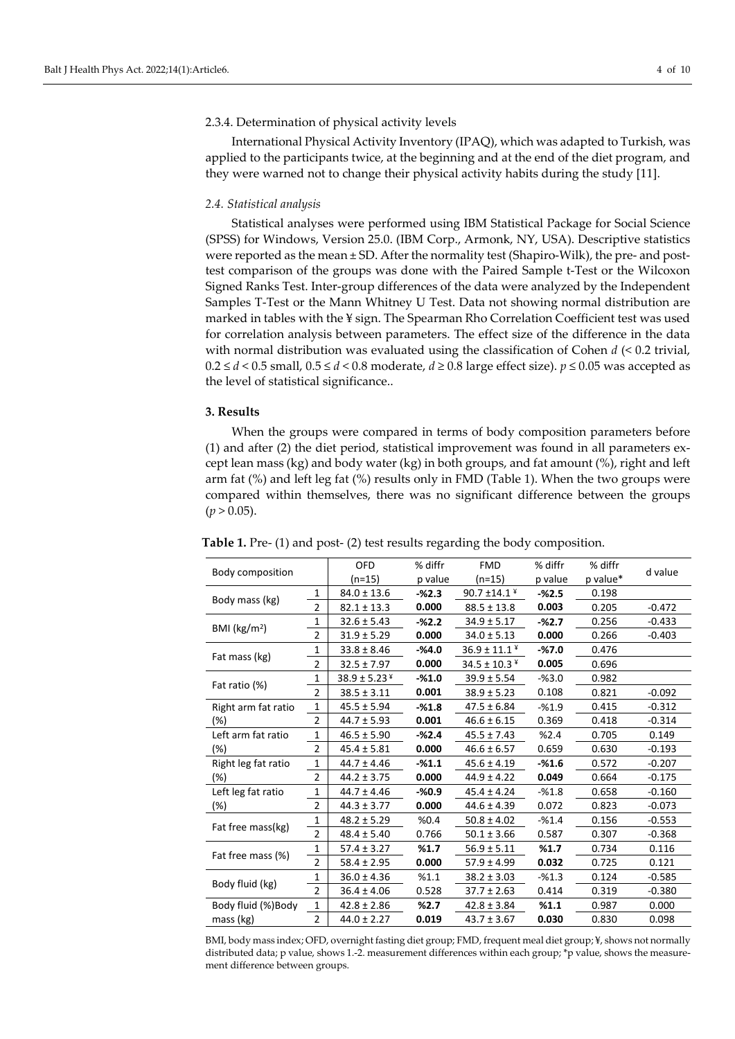2.3.4. Determination of physical activity levels

International Physical Activity Inventory (IPAQ), which was adapted to Turkish, was applied to the participants twice, at the beginning and at the end of the diet program, and they were warned not to change their physical activity habits during the study [11].

### *2.4. Statistical analysis*

Statistical analyses were performed using IBM Statistical Package for Social Science (SPSS) for Windows, Version 25.0. (IBM Corp., Armonk, NY, USA). Descriptive statistics were reported as the mean ± SD. After the normality test (Shapiro-Wilk), the pre- and post-test comparison of the groups was done with the Paired Sample t-Test or the Wilcoxon Signed Ranks Test. Inter-group differences of the data were analyzed by the Independent Samples T-Test or the Mann Whitney U Test. Data not showing normal distribution are marked in tables with the ¥ sign. The Spearman Rho Correlation Coefficient test was used for correlation analysis between parameters. The effect size of the difference in the data with normal distribution was evaluated using the classification of Cohen $d$ (< 0.2 trivial, $0.2 \le d < 0.5$ small, $0.5 \le d < 0.8$ moderate, $d \ge 0.8$ large effect size). $p \le 0.05$ was accepted as the level of statistical significance..

## 3. Results

When the groups were compared in terms of body composition parameters before (1) and after (2) the diet period, statistical improvement was found in all parameters except lean mass (kg) and body water (kg) in both groups, and fat amount (%), right and left arm fat (%) and left leg fat (%) results only in FMD (Table 1). When the two groups were compared within themselves, there was no significant difference between the groups ($p > 0.05$).

**Table 1.** Pre- (1) and post- (2) test results regarding the body composition.

| Body composition | | OFD (n=15) | % diffr p value | FMD (n=15) | % diffr p value | % diffr p value* | d value |
|---|---|---|---|---|---|---|---|
| Body mass (kg) | 1 | 84.0 ± 13.6 | **-%2.3** | 90.7 ±14.1 ¥ | **-%2.5** | 0.198 | |
| | 2 | 82.1 ± 13.3 | **0.000** | 88.5 ± 13.8 | **0.003** | 0.205 | -0.472 |
| BMI (kg/m²) | 1 | 32.6 ± 5.43 | **-%2.2** | 34.9 ± 5.17 | **-%2.7** | 0.256 | -0.433 |
| | 2 | 31.9 ± 5.29 | **0.000** | 34.0 ± 5.13 | **0.000** | 0.266 | -0.403 |
| Fat mass (kg) | 1 | 33.8 ± 8.46 | **-%4.0** | 36.9 ± 11.1 ¥ | **-%7.0** | 0.476 | |
| | 2 | 32.5 ± 7.97 | **0.000** | 34.5 ± 10.3 ¥ | **0.005** | 0.696 | |
| Fat ratio (%) | 1 | 38.9 ± 5.23 ¥ | **-%1.0** | 39.9 ± 5.54 | -%3.0 | 0.982 | |
| | 2 | 38.5 ± 3.11 | **0.001** | 38.9 ± 5.23 | 0.108 | 0.821 | -0.092 |
| Right arm fat ratio (%) | 1 | 45.5 ± 5.94 | **-%1.8** | 47.5 ± 6.84 | -%1.9 | 0.415 | -0.312 |
| | 2 | 44.7 ± 5.93 | **0.001** | 46.6 ± 6.15 | 0.369 | 0.418 | -0.314 |
| Left arm fat ratio (%) | 1 | 46.5 ± 5.90 | **-%2.4** | 45.5 ± 7.43 | %2.4 | 0.705 | 0.149 |
| | 2 | 45.4 ± 5.81 | **0.000** | 46.6 ± 6.57 | 0.659 | 0.630 | -0.193 |
| Right leg fat ratio (%) | 1 | 44.7 ± 4.46 | **-%1.1** | 45.6 ± 4.19 | **-%1.6** | 0.572 | -0.207 |
| | 2 | 44.2 ± 3.75 | **0.000** | 44.9 ± 4.22 | **0.049** | 0.664 | -0.175 |
| Left leg fat ratio (%) | 1 | 44.7 ± 4.46 | **-%0.9** | 45.4 ± 4.24 | -%1.8 | 0.658 | -0.160 |
| | 2 | 44.3 ± 3.77 | **0.000** | 44.6 ± 4.39 | 0.072 | 0.823 | -0.073 |
| Fat free mass(kg) | 1 | 48.2 ± 5.29 | %0.4 | 50.8 ± 4.02 | -%1.4 | 0.156 | -0.553 |
| | 2 | 48.4 ± 5.40 | 0.766 | 50.1 ± 3.66 | 0.587 | 0.307 | -0.368 |
| Fat free mass (%) | 1 | 57.4 ± 3.27 | **%1.7** | 56.9 ± 5.11 | **%1.7** | 0.734 | 0.116 |
| | 2 | 58.4 ± 2.95 | **0.000** | 57.9 ± 4.99 | **0.032** | 0.725 | 0.121 |
| Body fluid (kg) | 1 | 36.0 ± 4.36 | %1.1 | 38.2 ± 3.03 | -%1.3 | 0.124 | -0.585 |
| | 2 | 36.4 ± 4.06 | 0.528 | 37.7 ± 2.63 | 0.414 | 0.319 | -0.380 |
| Body fluid (%)Body mass (kg) | 1 | 42.8 ± 2.86 | **%2.7** | 42.8 ± 3.84 | **%1.1** | 0.987 | 0.000 |
| | 2 | 44.0 ± 2.27 | **0.019** | 43.7 ± 3.67 | **0.030** | 0.830 | 0.098 |

BMI, body mass index; OFD, overnight fasting diet group; FMD, frequent meal diet group; ¥, shows not normally distributed data; p value, shows 1.-2. measurement differences within each group; *p value, shows the measurement difference between groups.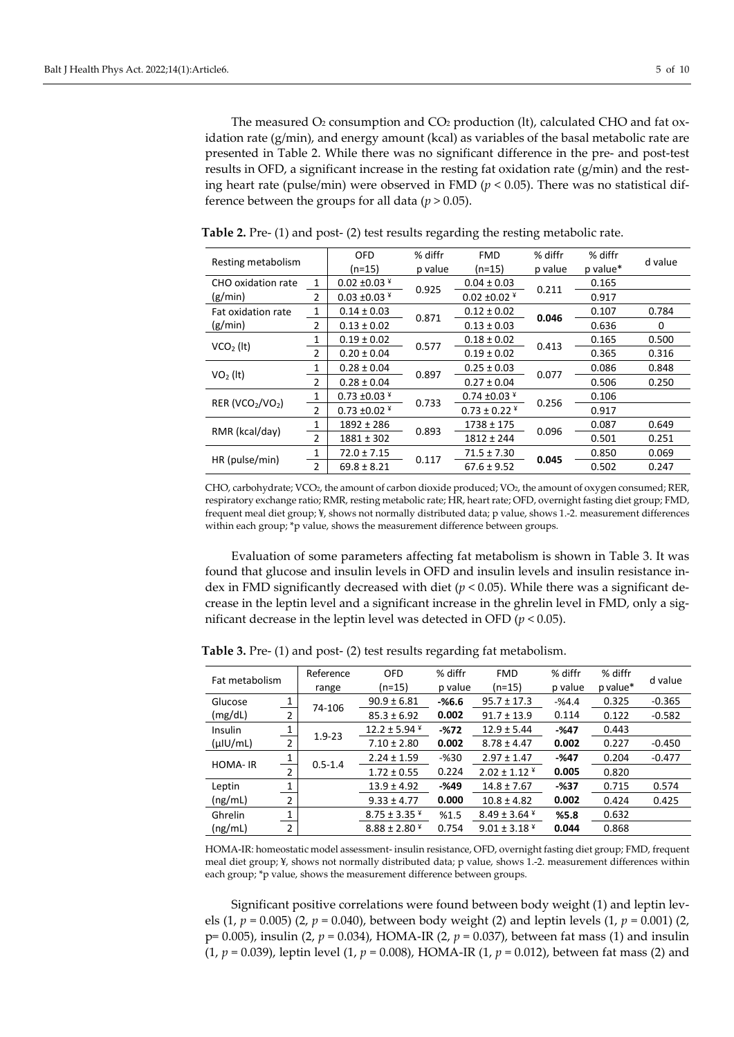The measured $O_2$ consumption and $CO_2$ production (lt), calculated CHO and fat oxidation rate (g/min), and energy amount (kcal) as variables of the basal metabolic rate are presented in Table 2. While there was no significant difference in the pre- and post-test results in OFD, a significant increase in the resting fat oxidation rate (g/min) and the resting heart rate (pulse/min) were observed in FMD ($p < 0.05$). There was no statistical difference between the groups for all data ($p > 0.05$).

**Table 2.** Pre- (1) and post- (2) test results regarding the resting metabolic rate.

| Resting metabolism | | OFD (n=15) | % diffr p value | FMD (n=15) | % diffr p value | % diffr p value* | d value |
|---|---|---|---|---|---|---|---|
| CHO oxidation rate (g/min) | 1 | 0.02 ±0.03 ¥ | 0.925 | 0.04 ± 0.03 | 0.211 | 0.165 | |
| | 2 | 0.03 ±0.03 ¥ | | 0.02 ±0.02 ¥ | | 0.917 | |
| Fat oxidation rate (g/min) | 1 | 0.14 ± 0.03 | 0.871 | 0.12 ± 0.02 | **0.046** | 0.107 | 0.784 |
| | 2 | 0.13 ± 0.02 | | 0.13 ± 0.03 | | 0.636 | 0 |
| $VCO_2$ (lt) | 1 | 0.19 ± 0.02 | 0.577 | 0.18 ± 0.02 | 0.413 | 0.165 | 0.500 |
| | 2 | 0.20 ± 0.04 | | 0.19 ± 0.02 | | 0.365 | 0.316 |
| $VO_2$ (lt) | 1 | 0.28 ± 0.04 | 0.897 | 0.25 ± 0.03 | 0.077 | 0.086 | 0.848 |
| | 2 | 0.28 ± 0.04 | | 0.27 ± 0.04 | | 0.506 | 0.250 |
| RER ($VCO_2$/$VO_2$) | 1 | 0.73 ±0.03 ¥ | 0.733 | 0.74 ±0.03 ¥ | 0.256 | 0.106 | |
| | 2 | 0.73 ±0.02 ¥ | | 0.73 ± 0.22 ¥ | | 0.917 | |
| RMR (kcal/day) | 1 | 1892 ± 286 | 0.893 | 1738 ± 175 | 0.096 | 0.087 | 0.649 |
| | 2 | 1881 ± 302 | | 1812 ± 244 | | 0.501 | 0.251 |
| HR (pulse/min) | 1 | 72.0 ± 7.15 | 0.117 | 71.5 ± 7.30 | **0.045** | 0.850 | 0.069 |
| | 2 | 69.8 ± 8.21 | | 67.6 ± 9.52 | | 0.502 | 0.247 |

CHO, carbohydrate; $VCO_2$, the amount of carbon dioxide produced; $VO_2$, the amount of oxygen consumed; RER, respiratory exchange ratio; RMR, resting metabolic rate; HR, heart rate; OFD, overnight fasting diet group; FMD, frequent meal diet group; ¥, shows not normally distributed data; p value, shows 1.-2. measurement differences within each group; *p value, shows the measurement difference between groups.

Evaluation of some parameters affecting fat metabolism is shown in Table 3. It was found that glucose and insulin levels in OFD and insulin levels and insulin resistance index in FMD significantly decreased with diet ($p < 0.05$). While there was a significant decrease in the leptin level and a significant increase in the ghrelin level in FMD, only a significant decrease in the leptin level was detected in OFD ($p < 0.05$).

**Table 3.** Pre- (1) and post- (2) test results regarding fat metabolism.

| Fat metabolism | | Reference range | OFD (n=15) | % diffr p value | FMD (n=15) | % diffr p value | % diffr p value* | d value |
|---|---|---|---|---|---|---|---|---|
| Glucose (mg/dL) | 1 | 74-106 | 90.9 ± 6.81 | **-%6.6** | 95.7 ± 17.3 | -%4.4 | 0.325 | -0.365 |
| | 2 | | 85.3 ± 6.92 | **0.002** | 91.7 ± 13.9 | 0.114 | 0.122 | -0.582 |
| Insulin (µIU/mL) | 1 | 1.9-23 | 12.2 ± 5.94 ¥ | **-%72** | 12.9 ± 5.44 | **-%47** | 0.443 | |
| | 2 | | 7.10 ± 2.80 | **0.002** | 8.78 ± 4.47 | **0.002** | 0.227 | -0.450 |
| HOMA- IR | 1 | 0.5-1.4 | 2.24 ± 1.59 | -%30 | 2.97 ± 1.47 | **-%47** | 0.204 | -0.477 |
| | 2 | | 1.72 ± 0.55 | 0.224 | 2.02 ± 1.12 ¥ | **0.005** | 0.820 | |
| Leptin (ng/mL) | 1 | | 13.9 ± 4.92 | **-%49** | 14.8 ± 7.67 | **-%37** | 0.715 | 0.574 |
| | 2 | | 9.33 ± 4.77 | **0.000** | 10.8 ± 4.82 | **0.002** | 0.424 | 0.425 |
| Ghrelin (ng/mL) | 1 | | 8.75 ± 3.35 ¥ | %1.5 | 8.49 ± 3.64 ¥ | **%5.8** | 0.632 | |
| | 2 | | 8.88 ± 2.80 ¥ | 0.754 | 9.01 ± 3.18 ¥ | **0.044** | 0.868 | |

HOMA-IR: homeostatic model assessment- insulin resistance, OFD, overnight fasting diet group; FMD, frequent meal diet group; ¥, shows not normally distributed data; p value, shows 1.-2. measurement differences within each group; *p value, shows the measurement difference between groups.

Significant positive correlations were found between body weight (1) and leptin levels (1, $p = 0.005$) (2, $p = 0.040$), between body weight (2) and leptin levels (1, $p = 0.001$) (2, $p = 0.005$), insulin (2, $p = 0.034$), HOMA-IR (2, $p = 0.037$), between fat mass (1) and insulin (1, $p = 0.039$), leptin level (1, $p = 0.008$), HOMA-IR (1, $p = 0.012$), between fat mass (2) and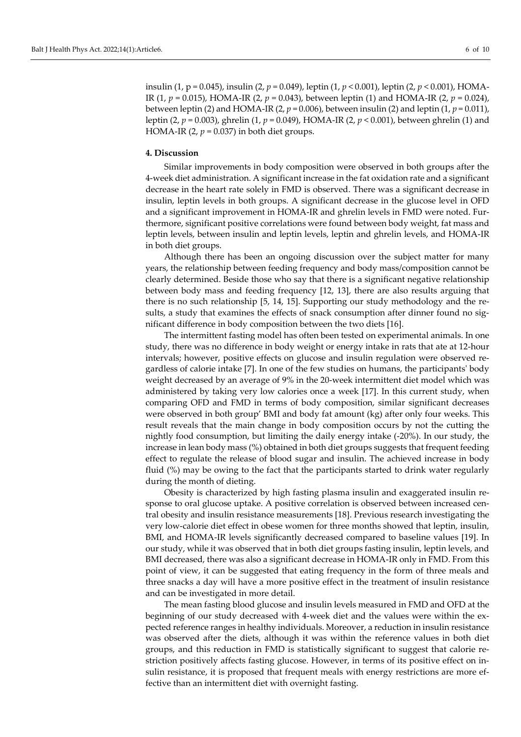insulin (1, p = 0.045), insulin (2, $p$ = 0.049), leptin (1, $p$ < 0.001), leptin (2, $p$ < 0.001), HOMA-IR (1, $p$ = 0.015), HOMA-IR (2, $p$ = 0.043), between leptin (1) and HOMA-IR (2, $p$ = 0.024), between leptin (2) and HOMA-IR (2, $p$ = 0.006), between insulin (2) and leptin (1, $p$ = 0.011), leptin (2, $p$ = 0.003), ghrelin (1, $p$ = 0.049), HOMA-IR (2, $p$ < 0.001), between ghrelin (1) and HOMA-IR (2, $p$ = 0.037) in both diet groups.

## 4. Discussion

Similar improvements in body composition were observed in both groups after the 4-week diet administration. A significant increase in the fat oxidation rate and a significant decrease in the heart rate solely in FMD is observed. There was a significant decrease in insulin, leptin levels in both groups. A significant decrease in the glucose level in OFD and a significant improvement in HOMA-IR and ghrelin levels in FMD were noted. Furthermore, significant positive correlations were found between body weight, fat mass and leptin levels, between insulin and leptin levels, leptin and ghrelin levels, and HOMA-IR in both diet groups.

Although there has been an ongoing discussion over the subject matter for many years, the relationship between feeding frequency and body mass/composition cannot be clearly determined. Beside those who say that there is a significant negative relationship between body mass and feeding frequency [12, 13], there are also results arguing that there is no such relationship [5, 14, 15]. Supporting our study methodology and the results, a study that examines the effects of snack consumption after dinner found no significant difference in body composition between the two diets [16].

The intermittent fasting model has often been tested on experimental animals. In one study, there was no difference in body weight or energy intake in rats that ate at 12-hour intervals; however, positive effects on glucose and insulin regulation were observed regardless of calorie intake [7]. In one of the few studies on humans, the participants' body weight decreased by an average of 9% in the 20-week intermittent diet model which was administered by taking very low calories once a week [17]. In this current study, when comparing OFD and FMD in terms of body composition, similar significant decreases were observed in both group' BMI and body fat amount (kg) after only four weeks. This result reveals that the main change in body composition occurs by not the cutting the nightly food consumption, but limiting the daily energy intake (-20%). In our study, the increase in lean body mass (%) obtained in both diet groups suggests that frequent feeding effect to regulate the release of blood sugar and insulin. The achieved increase in body fluid (%) may be owing to the fact that the participants started to drink water regularly during the month of dieting.

Obesity is characterized by high fasting plasma insulin and exaggerated insulin response to oral glucose uptake. A positive correlation is observed between increased central obesity and insulin resistance measurements [18]. Previous research investigating the very low-calorie diet effect in obese women for three months showed that leptin, insulin, BMI, and HOMA-IR levels significantly decreased compared to baseline values [19]. In our study, while it was observed that in both diet groups fasting insulin, leptin levels, and BMI decreased, there was also a significant decrease in HOMA-IR only in FMD. From this point of view, it can be suggested that eating frequency in the form of three meals and three snacks a day will have a more positive effect in the treatment of insulin resistance and can be investigated in more detail.

The mean fasting blood glucose and insulin levels measured in FMD and OFD at the beginning of our study decreased with 4-week diet and the values were within the expected reference ranges in healthy individuals. Moreover, a reduction in insulin resistance was observed after the diets, although it was within the reference values in both diet groups, and this reduction in FMD is statistically significant to suggest that calorie restriction positively affects fasting glucose. However, in terms of its positive effect on insulin resistance, it is proposed that frequent meals with energy restrictions are more effective than an intermittent diet with overnight fasting.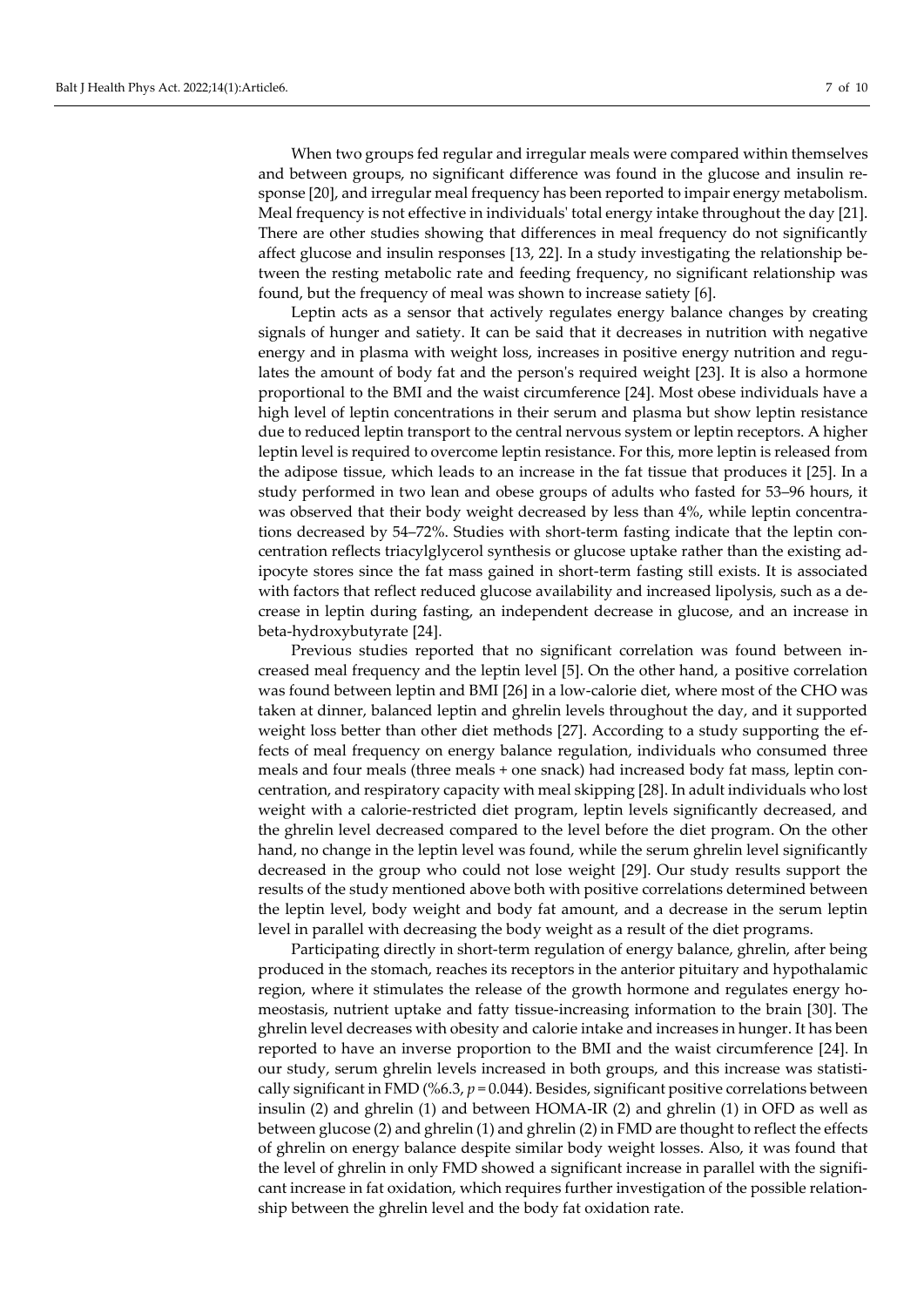When two groups fed regular and irregular meals were compared within themselves and between groups, no significant difference was found in the glucose and insulin response [20], and irregular meal frequency has been reported to impair energy metabolism. Meal frequency is not effective in individuals' total energy intake throughout the day [21]. There are other studies showing that differences in meal frequency do not significantly affect glucose and insulin responses [13, 22]. In a study investigating the relationship between the resting metabolic rate and feeding frequency, no significant relationship was found, but the frequency of meal was shown to increase satiety [6].

Leptin acts as a sensor that actively regulates energy balance changes by creating signals of hunger and satiety. It can be said that it decreases in nutrition with negative energy and in plasma with weight loss, increases in positive energy nutrition and regulates the amount of body fat and the person's required weight [23]. It is also a hormone proportional to the BMI and the waist circumference [24]. Most obese individuals have a high level of leptin concentrations in their serum and plasma but show leptin resistance due to reduced leptin transport to the central nervous system or leptin receptors. A higher leptin level is required to overcome leptin resistance. For this, more leptin is released from the adipose tissue, which leads to an increase in the fat tissue that produces it [25]. In a study performed in two lean and obese groups of adults who fasted for 53–96 hours, it was observed that their body weight decreased by less than 4%, while leptin concentrations decreased by 54–72%. Studies with short-term fasting indicate that the leptin concentration reflects triacylglycerol synthesis or glucose uptake rather than the existing adipocyte stores since the fat mass gained in short-term fasting still exists. It is associated with factors that reflect reduced glucose availability and increased lipolysis, such as a decrease in leptin during fasting, an independent decrease in glucose, and an increase in beta-hydroxybutyrate [24].

Previous studies reported that no significant correlation was found between increased meal frequency and the leptin level [5]. On the other hand, a positive correlation was found between leptin and BMI [26] in a low-calorie diet, where most of the CHO was taken at dinner, balanced leptin and ghrelin levels throughout the day, and it supported weight loss better than other diet methods [27]. According to a study supporting the effects of meal frequency on energy balance regulation, individuals who consumed three meals and four meals (three meals + one snack) had increased body fat mass, leptin concentration, and respiratory capacity with meal skipping [28]. In adult individuals who lost weight with a calorie-restricted diet program, leptin levels significantly decreased, and the ghrelin level decreased compared to the level before the diet program. On the other hand, no change in the leptin level was found, while the serum ghrelin level significantly decreased in the group who could not lose weight [29]. Our study results support the results of the study mentioned above both with positive correlations determined between the leptin level, body weight and body fat amount, and a decrease in the serum leptin level in parallel with decreasing the body weight as a result of the diet programs.

Participating directly in short-term regulation of energy balance, ghrelin, after being produced in the stomach, reaches its receptors in the anterior pituitary and hypothalamic region, where it stimulates the release of the growth hormone and regulates energy homeostasis, nutrient uptake and fatty tissue-increasing information to the brain [30]. The ghrelin level decreases with obesity and calorie intake and increases in hunger. It has been reported to have an inverse proportion to the BMI and the waist circumference [24]. In our study, serum ghrelin levels increased in both groups, and this increase was statistically significant in FMD (%6.3, $p = 0.044$). Besides, significant positive correlations between insulin (2) and ghrelin (1) and between HOMA-IR (2) and ghrelin (1) in OFD as well as between glucose (2) and ghrelin (1) and ghrelin (2) in FMD are thought to reflect the effects of ghrelin on energy balance despite similar body weight losses. Also, it was found that the level of ghrelin in only FMD showed a significant increase in parallel with the significant increase in fat oxidation, which requires further investigation of the possible relationship between the ghrelin level and the body fat oxidation rate.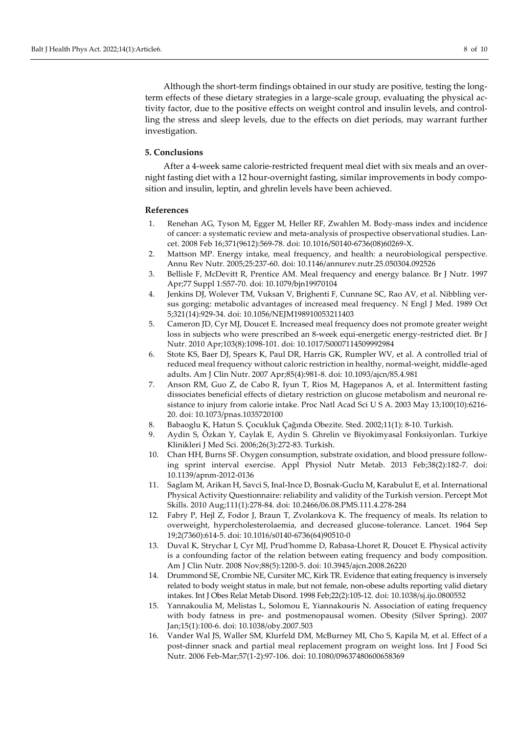Although the short-term findings obtained in our study are positive, testing the long-term effects of these dietary strategies in a large-scale group, evaluating the physical activity factor, due to the positive effects on weight control and insulin levels, and controlling the stress and sleep levels, due to the effects on diet periods, may warrant further investigation.

## 5. Conclusions

After a 4-week same calorie-restricted frequent meal diet with six meals and an overnight fasting diet with a 12 hour-overnight fasting, similar improvements in body composition and insulin, leptin, and ghrelin levels have been achieved.

## References

1. Renehan AG, Tyson M, Egger M, Heller RF, Zwahlen M. Body-mass index and incidence of cancer: a systematic review and meta-analysis of prospective observational studies. Lancet. 2008 Feb 16;371(9612):569-78. doi: 10.1016/S0140-6736(08)60269-X.
2. Mattson MP. Energy intake, meal frequency, and health: a neurobiological perspective. Annu Rev Nutr. 2005;25:237-60. doi: 10.1146/annurev.nutr.25.050304.092526
3. Bellisle F, McDevitt R, Prentice AM. Meal frequency and energy balance. Br J Nutr. 1997 Apr;77 Suppl 1:S57-70. doi: 10.1079/bjn19970104
4. Jenkins DJ, Wolever TM, Vuksan V, Brighenti F, Cunnane SC, Rao AV, et al. Nibbling versus gorging: metabolic advantages of increased meal frequency. N Engl J Med. 1989 Oct 5;321(14):929-34. doi: 10.1056/NEJM198910053211403
5. Cameron JD, Cyr MJ, Doucet E. Increased meal frequency does not promote greater weight loss in subjects who were prescribed an 8-week equi-energetic energy-restricted diet. Br J Nutr. 2010 Apr;103(8):1098-101. doi: 10.1017/S0007114509992984
6. Stote KS, Baer DJ, Spears K, Paul DR, Harris GK, Rumpler WV, et al. A controlled trial of reduced meal frequency without caloric restriction in healthy, normal-weight, middle-aged adults. Am J Clin Nutr. 2007 Apr;85(4):981-8. doi: 10.1093/ajcn/85.4.981
7. Anson RM, Guo Z, de Cabo R, Iyun T, Rios M, Hagepanos A, et al. Intermittent fasting dissociates beneficial effects of dietary restriction on glucose metabolism and neuronal resistance to injury from calorie intake. Proc Natl Acad Sci U S A. 2003 May 13;100(10):6216-20. doi: 10.1073/pnas.1035720100
8. Babaoglu K, Hatun S. Çocukluk Çağında Obezite. Sted. 2002;11(1): 8-10. Turkish.
9. Aydin S, Özkan Y, Caylak E, Aydin S. Ghrelin ve Biyokimyasal Fonksiyonları. Turkiye Klinikleri J Med Sci. 2006;26(3):272-83. Turkish.
10. Chan HH, Burns SF. Oxygen consumption, substrate oxidation, and blood pressure following sprint interval exercise. Appl Physiol Nutr Metab. 2013 Feb;38(2):182-7. doi: 10.1139/apnm-2012-0136
11. Saglam M, Arikan H, Savci S, Inal-Ince D, Bosnak-Guclu M, Karabulut E, et al. International Physical Activity Questionnaire: reliability and validity of the Turkish version. Percept Mot Skills. 2010 Aug;111(1):278-84. doi: 10.2466/06.08.PMS.111.4.278-284
12. Fabry P, Hejl Z, Fodor J, Braun T, Zvolankova K. The frequency of meals. Its relation to overweight, hypercholesterolaemia, and decreased glucose-tolerance. Lancet. 1964 Sep 19;2(7360):614-5. doi: 10.1016/s0140-6736(64)90510-0
13. Duval K, Strychar I, Cyr MJ, Prud'homme D, Rabasa-Lhoret R, Doucet E. Physical activity is a confounding factor of the relation between eating frequency and body composition. Am J Clin Nutr. 2008 Nov;88(5):1200-5. doi: 10.3945/ajcn.2008.26220
14. Drummond SE, Crombie NE, Cursiter MC, Kirk TR. Evidence that eating frequency is inversely related to body weight status in male, but not female, non-obese adults reporting valid dietary intakes. Int J Obes Relat Metab Disord. 1998 Feb;22(2):105-12. doi: 10.1038/sj.ijo.0800552
15. Yannakoulia M, Melistas L, Solomou E, Yiannakouris N. Association of eating frequency with body fatness in pre- and postmenopausal women. Obesity (Silver Spring). 2007 Jan;15(1):100-6. doi: 10.1038/oby.2007.503
16. Vander Wal JS, Waller SM, Klurfeld DM, McBurney MI, Cho S, Kapila M, et al. Effect of a post-dinner snack and partial meal replacement program on weight loss. Int J Food Sci Nutr. 2006 Feb-Mar;57(1-2):97-106. doi: 10.1080/09637480600658369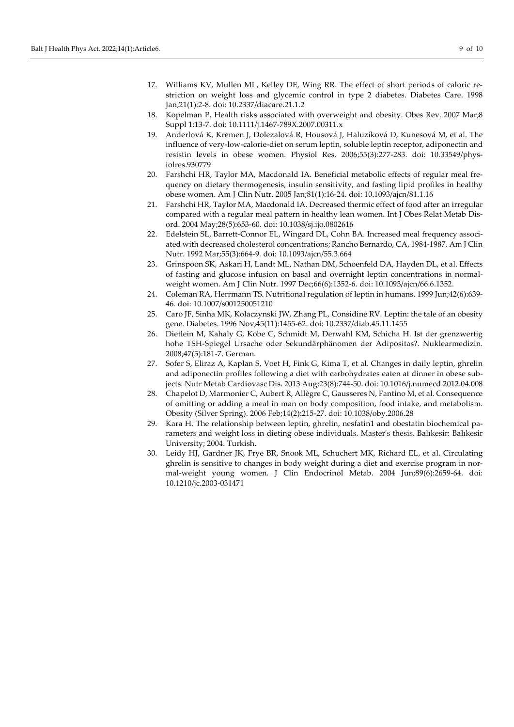17. Williams KV, Mullen ML, Kelley DE, Wing RR. The effect of short periods of caloric restriction on weight loss and glycemic control in type 2 diabetes. Diabetes Care. 1998 Jan;21(1):2-8. doi: 10.2337/diacare.21.1.2
18. Kopelman P. Health risks associated with overweight and obesity. Obes Rev. 2007 Mar;8 Suppl 1:13-7. doi: 10.1111/j.1467-789X.2007.00311.x
19. Anderlová K, Kremen J, Dolezalová R, Housová J, Haluzíková D, Kunesová M, et al. The influence of very-low-calorie-diet on serum leptin, soluble leptin receptor, adiponectin and resistin levels in obese women. Physiol Res. 2006;55(3):277-283. doi: 10.33549/physiolres.930779
20. Farshchi HR, Taylor MA, Macdonald IA. Beneficial metabolic effects of regular meal frequency on dietary thermogenesis, insulin sensitivity, and fasting lipid profiles in healthy obese women. Am J Clin Nutr. 2005 Jan;81(1):16-24. doi: 10.1093/ajcn/81.1.16
21. Farshchi HR, Taylor MA, Macdonald IA. Decreased thermic effect of food after an irregular compared with a regular meal pattern in healthy lean women. Int J Obes Relat Metab Disord. 2004 May;28(5):653-60. doi: 10.1038/sj.ijo.0802616
22. Edelstein SL, Barrett-Connor EL, Wingard DL, Cohn BA. Increased meal frequency associated with decreased cholesterol concentrations; Rancho Bernardo, CA, 1984-1987. Am J Clin Nutr. 1992 Mar;55(3):664-9. doi: 10.1093/ajcn/55.3.664
23. Grinspoon SK, Askari H, Landt ML, Nathan DM, Schoenfeld DA, Hayden DL, et al. Effects of fasting and glucose infusion on basal and overnight leptin concentrations in normal-weight women. Am J Clin Nutr. 1997 Dec;66(6):1352-6. doi: 10.1093/ajcn/66.6.1352.
24. Coleman RA, Herrmann TS. Nutritional regulation of leptin in humans. 1999 Jun;42(6):639-46. doi: 10.1007/s001250051210
25. Caro JF, Sinha MK, Kolaczynski JW, Zhang PL, Considine RV. Leptin: the tale of an obesity gene. Diabetes. 1996 Nov;45(11):1455-62. doi: 10.2337/diab.45.11.1455
26. Dietlein M, Kahaly G, Kobe C, Schmidt M, Derwahl KM, Schicha H. Ist der grenzwertig hohe TSH-Spiegel Ursache oder Sekundärphänomen der Adipositas?. Nuklearmedizin. 2008;47(5):181-7. German.
27. Sofer S, Eliraz A, Kaplan S, Voet H, Fink G, Kima T, et al. Changes in daily leptin, ghrelin and adiponectin profiles following a diet with carbohydrates eaten at dinner in obese subjects. Nutr Metab Cardiovasc Dis. 2013 Aug;23(8):744-50. doi: 10.1016/j.numecd.2012.04.008
28. Chapelot D, Marmonier C, Aubert R, Allègre C, Gausseres N, Fantino M, et al. Consequence of omitting or adding a meal in man on body composition, food intake, and metabolism. Obesity (Silver Spring). 2006 Feb;14(2):215-27. doi: 10.1038/oby.2006.28
29. Kara H. The relationship between leptin, ghrelin, nesfatin1 and obestatin biochemical parameters and weight loss in dieting obese individuals. Master's thesis. Balıkesir: Balıkesir University; 2004. Turkish.
30. Leidy HJ, Gardner JK, Frye BR, Snook ML, Schuchert MK, Richard EL, et al. Circulating ghrelin is sensitive to changes in body weight during a diet and exercise program in normal-weight young women. J Clin Endocrinol Metab. 2004 Jun;89(6):2659-64. doi: 10.1210/jc.2003-031471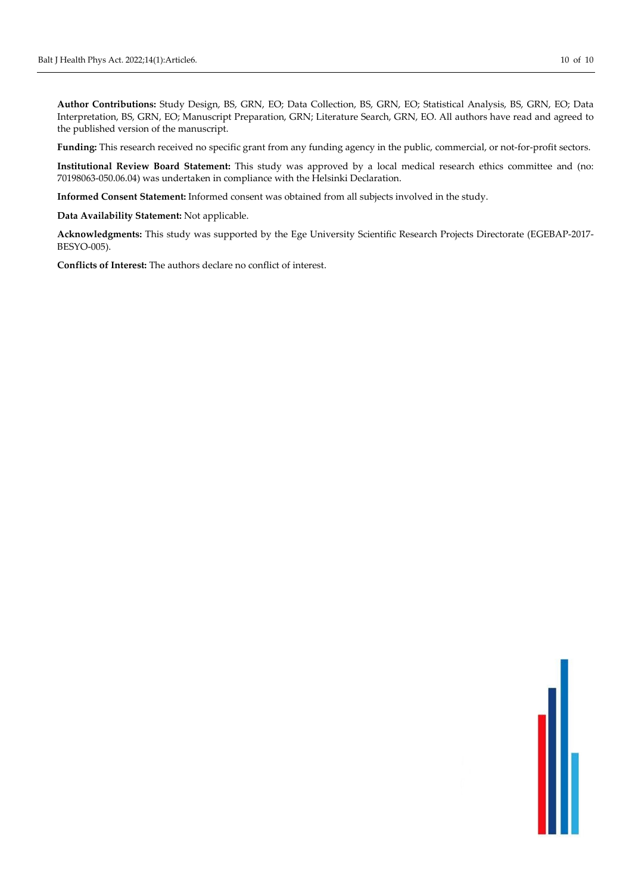**Author Contributions:** Study Design, BS, GRN, EO; Data Collection, BS, GRN, EO; Statistical Analysis, BS, GRN, EO; Data Interpretation, BS, GRN, EO; Manuscript Preparation, GRN; Literature Search, GRN, EO. All authors have read and agreed to the published version of the manuscript.

**Funding:** This research received no specific grant from any funding agency in the public, commercial, or not-for-profit sectors.

**Institutional Review Board Statement:** This study was approved by a local medical research ethics committee and (no: 70198063-050.06.04) was undertaken in compliance with the Helsinki Declaration.

**Informed Consent Statement:** Informed consent was obtained from all subjects involved in the study.

**Data Availability Statement:** Not applicable.

**Acknowledgments:** This study was supported by the Ege University Scientific Research Projects Directorate (EGEBAP-2017-BESYO-005).

**Conflicts of Interest:** The authors declare no conflict of interest.